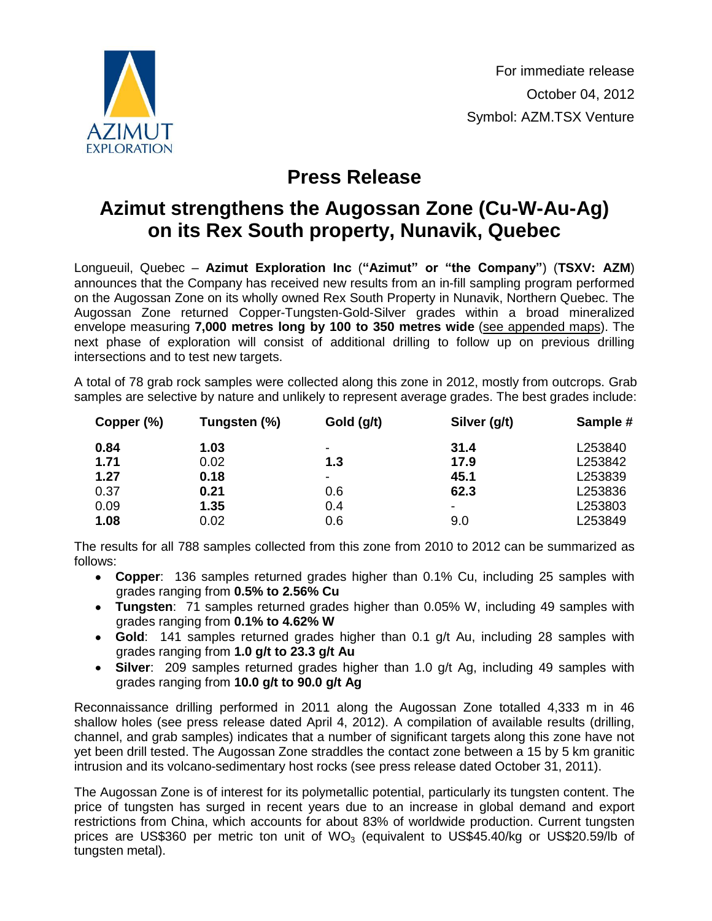For immediate release

October 04, 2012

Symbol: AZM.TSX Venture

# Press Release

## Azimut strengthens the Augossan Zone (Cu-W-Au-Ag) on its Rex South property, Nunavik, Quebec

Longueuil, Quebec – **Azimut Exploration Inc** (**"Azimut" or "the Company"**) (**TSXV: AZM**) announces that the Company has received new results from an in-fill sampling program performed on the Augossan Zone on its wholly owned Rex South Property in Nunavik, Northern Quebec. The Augossan Zone returned Copper-Tungsten-Gold-Silver grades within a broad mineralized envelope measuring **7,000 metres long by 100 to 350 metres wide** (see appended maps). The next phase of exploration will consist of additional drilling to follow up on previous drilling intersections and to test new targets.

A total of 78 grab rock samples were collected along this zone in 2012, mostly from outcrops. Grab samples are selective by nature and unlikely to represent average grades. The best grades include:

| Copper (%) | Tungsten (%) | Gold (g/t) | Silver (g/t) | Sample # |
|---|---|---|---|---|
| **0.84** | **1.03** | - | **31.4** | L253840 |
| **1.71** | 0.02 | **1.3** | **17.9** | L253842 |
| **1.27** | **0.18** | - | **45.1** | L253839 |
| 0.37 | **0.21** | 0.6 | **62.3** | L253836 |
| 0.09 | **1.35** | 0.4 | - | L253803 |
| **1.08** | 0.02 | 0.6 | 9.0 | L253849 |

The results for all 788 samples collected from this zone from 2010 to 2012 can be summarized as follows:

- **Copper**: 136 samples returned grades higher than 0.1% Cu, including 25 samples with grades ranging from **0.5% to 2.56% Cu**
- **Tungsten**: 71 samples returned grades higher than 0.05% W, including 49 samples with grades ranging from **0.1% to 4.62% W**
- **Gold**: 141 samples returned grades higher than 0.1 g/t Au, including 28 samples with grades ranging from **1.0 g/t to 23.3 g/t Au**
- **Silver**: 209 samples returned grades higher than 1.0 g/t Ag, including 49 samples with grades ranging from **10.0 g/t to 90.0 g/t Ag**

Reconnaissance drilling performed in 2011 along the Augossan Zone totalled 4,333 m in 46 shallow holes (see press release dated April 4, 2012). A compilation of available results (drilling, channel, and grab samples) indicates that a number of significant targets along this zone have not yet been drill tested. The Augossan Zone straddles the contact zone between a 15 by 5 km granitic intrusion and its volcano-sedimentary host rocks (see press release dated October 31, 2011).

The Augossan Zone is of interest for its polymetallic potential, particularly its tungsten content. The price of tungsten has surged in recent years due to an increase in global demand and export restrictions from China, which accounts for about 83% of worldwide production. Current tungsten prices are US$360 per metric ton unit of $WO_3$ (equivalent to US$45.40/kg or US$20.59/lb of tungsten metal).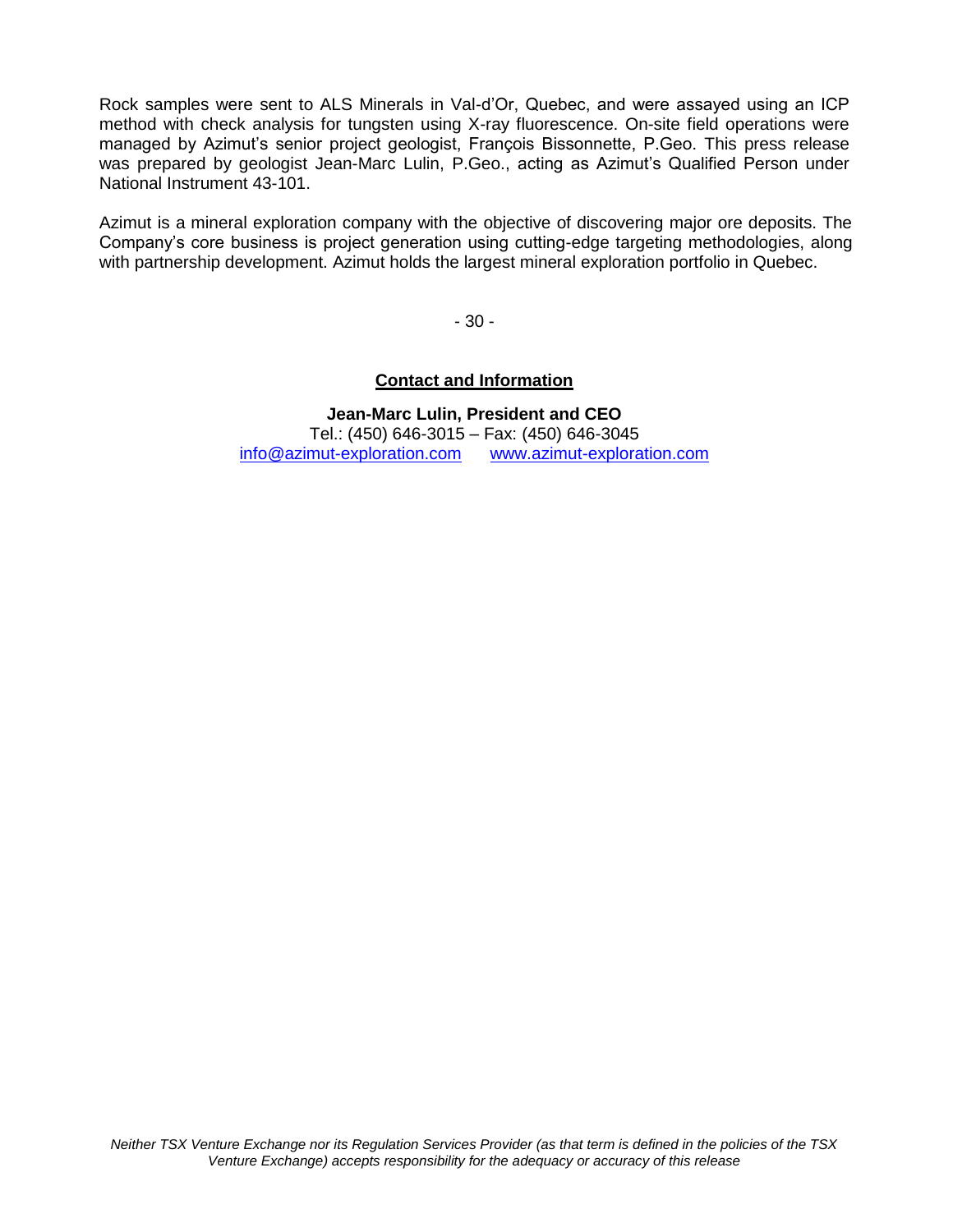Rock samples were sent to ALS Minerals in Val-d'Or, Quebec, and were assayed using an ICP method with check analysis for tungsten using X-ray fluorescence. On-site field operations were managed by Azimut's senior project geologist, François Bissonnette, P.Geo. This press release was prepared by geologist Jean-Marc Lulin, P.Geo., acting as Azimut's Qualified Person under National Instrument 43-101.

Azimut is a mineral exploration company with the objective of discovering major ore deposits. The Company's core business is project generation using cutting-edge targeting methodologies, along with partnership development. Azimut holds the largest mineral exploration portfolio in Quebec.

- 30 -

**Contact and Information**

**Jean-Marc Lulin, President and CEO**
Tel.: (450) 646-3015 – Fax: (450) 646-3045
info@azimut-exploration.com www.azimut-exploration.com

*Neither TSX Venture Exchange nor its Regulation Services Provider (as that term is defined in the policies of the TSX Venture Exchange) accepts responsibility for the adequacy or accuracy of this release*